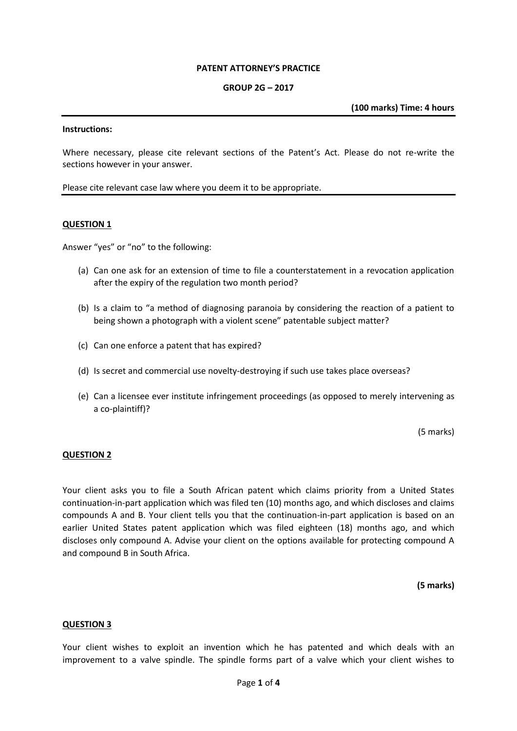**PATENT ATTORNEY'S PRACTICE**

**GROUP 2G – 2017**

**(100 marks) Time: 4 hours**

---

**Instructions:**

Where necessary, please cite relevant sections of the Patent's Act. Please do not re-write the sections however in your answer.

Please cite relevant case law where you deem it to be appropriate.

---

## QUESTION 1

Answer "yes" or "no" to the following:

(a) Can one ask for an extension of time to file a counterstatement in a revocation application after the expiry of the regulation two month period?

(b) Is a claim to "a method of diagnosing paranoia by considering the reaction of a patient to being shown a photograph with a violent scene" patentable subject matter?

(c) Can one enforce a patent that has expired?

(d) Is secret and commercial use novelty-destroying if such use takes place overseas?

(e) Can a licensee ever institute infringement proceedings (as opposed to merely intervening as a co-plaintiff)?

(5 marks)

## QUESTION 2

Your client asks you to file a South African patent which claims priority from a United States continuation-in-part application which was filed ten (10) months ago, and which discloses and claims compounds A and B. Your client tells you that the continuation-in-part application is based on an earlier United States patent application which was filed eighteen (18) months ago, and which discloses only compound A. Advise your client on the options available for protecting compound A and compound B in South Africa.

**(5 marks)**

## QUESTION 3

Your client wishes to exploit an invention which he has patented and which deals with an improvement to a valve spindle. The spindle forms part of a valve which your client wishes to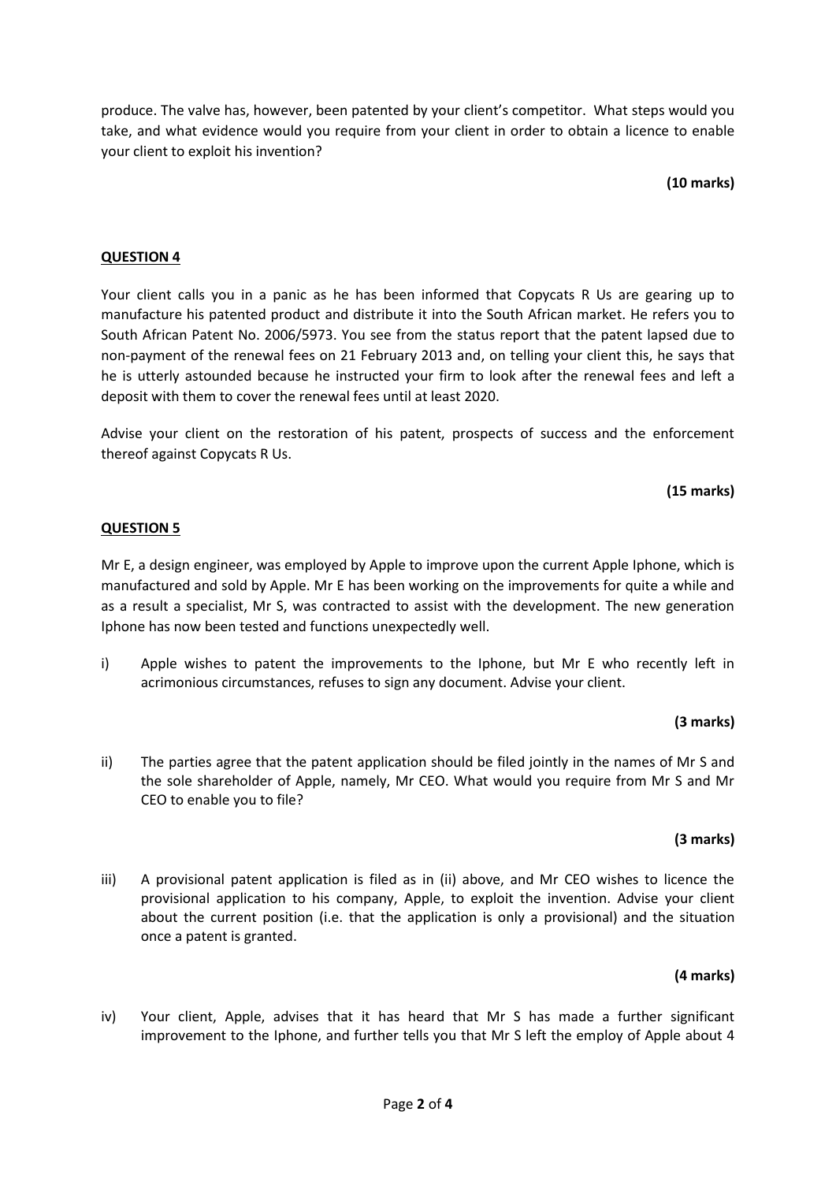produce. The valve has, however, been patented by your client's competitor. What steps would you take, and what evidence would you require from your client in order to obtain a licence to enable your client to exploit his invention?

**(10 marks)**

**QUESTION 4**

Your client calls you in a panic as he has been informed that Copycats R Us are gearing up to manufacture his patented product and distribute it into the South African market. He refers you to South African Patent No. 2006/5973. You see from the status report that the patent lapsed due to non-payment of the renewal fees on 21 February 2013 and, on telling your client this, he says that he is utterly astounded because he instructed your firm to look after the renewal fees and left a deposit with them to cover the renewal fees until at least 2020.

Advise your client on the restoration of his patent, prospects of success and the enforcement thereof against Copycats R Us.

**(15 marks)**

**QUESTION 5**

Mr E, a design engineer, was employed by Apple to improve upon the current Apple Iphone, which is manufactured and sold by Apple. Mr E has been working on the improvements for quite a while and as a result a specialist, Mr S, was contracted to assist with the development. The new generation Iphone has now been tested and functions unexpectedly well.

i) Apple wishes to patent the improvements to the Iphone, but Mr E who recently left in acrimonious circumstances, refuses to sign any document. Advise your client.

**(3 marks)**

ii) The parties agree that the patent application should be filed jointly in the names of Mr S and the sole shareholder of Apple, namely, Mr CEO. What would you require from Mr S and Mr CEO to enable you to file?

**(3 marks)**

iii) A provisional patent application is filed as in (ii) above, and Mr CEO wishes to licence the provisional application to his company, Apple, to exploit the invention. Advise your client about the current position (i.e. that the application is only a provisional) and the situation once a patent is granted.

**(4 marks)**

iv) Your client, Apple, advises that it has heard that Mr S has made a further significant improvement to the Iphone, and further tells you that Mr S left the employ of Apple about 4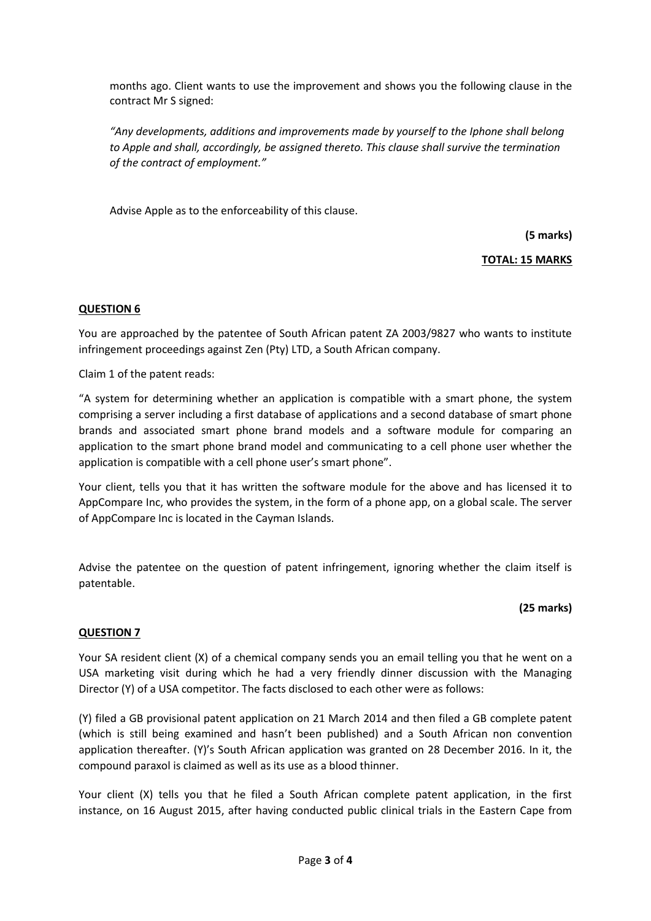months ago. Client wants to use the improvement and shows you the following clause in the contract Mr S signed:

*"Any developments, additions and improvements made by yourself to the Iphone shall belong to Apple and shall, accordingly, be assigned thereto. This clause shall survive the termination of the contract of employment."*

Advise Apple as to the enforceability of this clause.

**(5 marks)**

**TOTAL: 15 MARKS**

## QUESTION 6

You are approached by the patentee of South African patent ZA 2003/9827 who wants to institute infringement proceedings against Zen (Pty) LTD, a South African company.

Claim 1 of the patent reads:

"A system for determining whether an application is compatible with a smart phone, the system comprising a server including a first database of applications and a second database of smart phone brands and associated smart phone brand models and a software module for comparing an application to the smart phone brand model and communicating to a cell phone user whether the application is compatible with a cell phone user's smart phone".

Your client, tells you that it has written the software module for the above and has licensed it to AppCompare Inc, who provides the system, in the form of a phone app, on a global scale. The server of AppCompare Inc is located in the Cayman Islands.

Advise the patentee on the question of patent infringement, ignoring whether the claim itself is patentable.

**(25 marks)**

## QUESTION 7

Your SA resident client (X) of a chemical company sends you an email telling you that he went on a USA marketing visit during which he had a very friendly dinner discussion with the Managing Director (Y) of a USA competitor. The facts disclosed to each other were as follows:

(Y) filed a GB provisional patent application on 21 March 2014 and then filed a GB complete patent (which is still being examined and hasn't been published) and a South African non convention application thereafter. (Y)'s South African application was granted on 28 December 2016. In it, the compound paraxol is claimed as well as its use as a blood thinner.

Your client (X) tells you that he filed a South African complete patent application, in the first instance, on 16 August 2015, after having conducted public clinical trials in the Eastern Cape from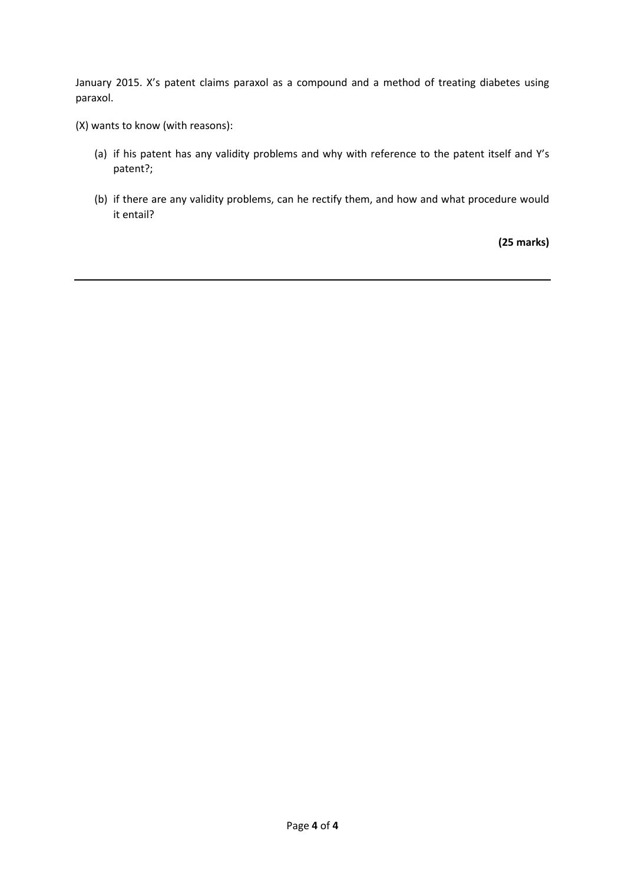January 2015. X's patent claims paraxol as a compound and a method of treating diabetes using paraxol.

(X) wants to know (with reasons):

(a) if his patent has any validity problems and why with reference to the patent itself and Y's patent?;

(b) if there are any validity problems, can he rectify them, and how and what procedure would it entail?

**(25 marks)**

---